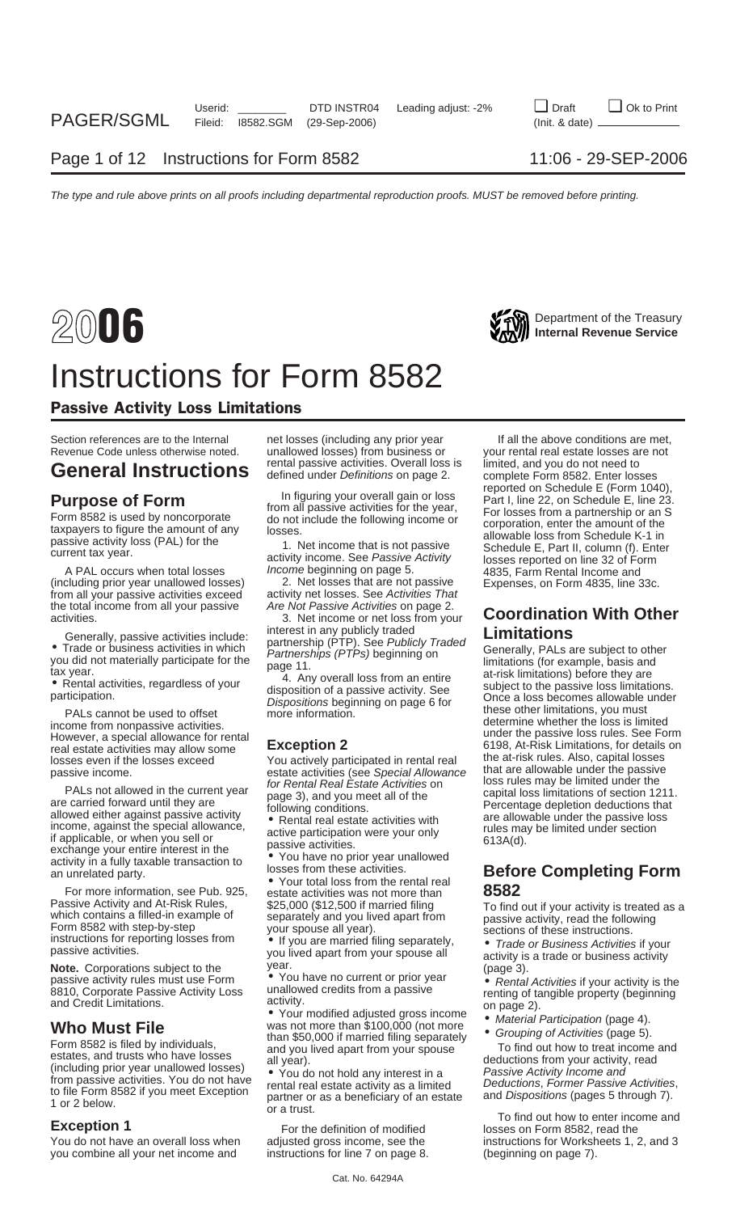# 2006 Instructions for Form 8582

Department of the Treasury
Internal Revenue Service

## Passive Activity Loss Limitations

Section references are to the Internal Revenue Code unless otherwise noted.

# General Instructions

## Purpose of Form

Form 8582 is used by noncorporate taxpayers to figure the amount of any passive activity loss (PAL) for the current tax year.

A PAL occurs when total losses (including prior year unallowed losses) from all your passive activities exceed the total income from all your passive activities.

Generally, passive activities include:

- Trade or business activities in which you did not materially participate for the tax year.
- Rental activities, regardless of your participation.

PALs cannot be used to offset income from nonpassive activities. However, a special allowance for rental real estate activities may allow some losses even if the losses exceed passive income.

PALs not allowed in the current year are carried forward until they are allowed either against passive activity income, against the special allowance, if applicable, or when you sell or exchange your entire interest in the activity in a fully taxable transaction to an unrelated party.

For more information, see Pub. 925, Passive Activity and At-Risk Rules, which contains a filled-in example of Form 8582 with step-by-step instructions for reporting losses from passive activities.

**Note.** Corporations subject to the passive activity rules must use Form 8810, Corporate Passive Activity Loss and Credit Limitations.

## Who Must File

Form 8582 is filed by individuals, estates, and trusts who have losses (including prior year unallowed losses) from passive activities. You do not have to file Form 8582 if you meet Exception 1 or 2 below.

### Exception 1

You do not have an overall loss when you combine all your net income and net losses (including any prior year unallowed losses) from business or rental passive activities. Overall loss is defined under *Definitions* on page 2.

In figuring your overall gain or loss from all passive activities for the year, do not include the following income or losses.

1. Net income that is not passive activity income. See *Passive Activity Income* beginning on page 5.

2. Net losses that are not passive activity net losses. See *Activities That Are Not Passive Activities* on page 2.

3. Net income or net loss from your interest in any publicly traded partnership (PTP). See *Publicly Traded Partnerships (PTPs)* beginning on page 11.

4. Any overall loss from an entire disposition of a passive activity. See *Dispositions* beginning on page 6 for more information.

### Exception 2

You actively participated in rental real estate activities (see *Special Allowance for Rental Real Estate Activities* on page 3), and you meet all of the following conditions.

- Rental real estate activities with active participation were your only passive activities.
- You have no prior year unallowed losses from these activities.
- Your total loss from the rental real estate activities was not more than $25,000 ($12,500 if married filing separately and you lived apart from your spouse all year).
- If you are married filing separately, you lived apart from your spouse all year.
- You have no current or prior year unallowed credits from a passive activity.
- Your modified adjusted gross income was not more than $100,000 (not more than $50,000 if married filing separately and you lived apart from your spouse all year).
- You do not hold any interest in a rental real estate activity as a limited partner or as a beneficiary of an estate or a trust.

For the definition of modified adjusted gross income, see the instructions for line 7 on page 8.

If all the above conditions are met, your rental real estate losses are not limited, and you do not need to complete Form 8582. Enter losses reported on Schedule E (Form 1040), Part I, line 22, on Schedule E, line 23. For losses from a partnership or an S corporation, enter the amount of the allowable loss from Schedule K-1 in Schedule E, Part II, column (f). Enter losses reported on line 32 of Form 4835, Farm Rental Income and Expenses, on Form 4835, line 33c.

## Coordination With Other Limitations

Generally, PALs are subject to other limitations (for example, basis and at-risk limitations) before they are subject to the passive loss limitations. Once a loss becomes allowable under these other limitations, you must determine whether the loss is limited under the passive loss rules. See Form 6198, At-Risk Limitations, for details on the at-risk rules. Also, capital losses that are allowable under the passive loss rules may be limited under the capital loss limitations of section 1211. Percentage depletion deductions that are allowable under the passive loss rules may be limited under section 613A(d).

## Before Completing Form 8582

To find out if your activity is treated as a passive activity, read the following sections of these instructions.

- *Trade or Business Activities* if your activity is a trade or business activity (page 3).
- *Rental Activities* if your activity is the renting of tangible property (beginning on page 2).
- *Material Participation* (page 4).
- *Grouping of Activities* (page 5).

To find out how to treat income and deductions from your activity, read *Passive Activity Income and Deductions*, *Former Passive Activities*, and *Dispositions* (pages 5 through 7).

To find out how to enter income and losses on Form 8582, read the instructions for Worksheets 1, 2, and 3 (beginning on page 7).

Cat. No. 64294A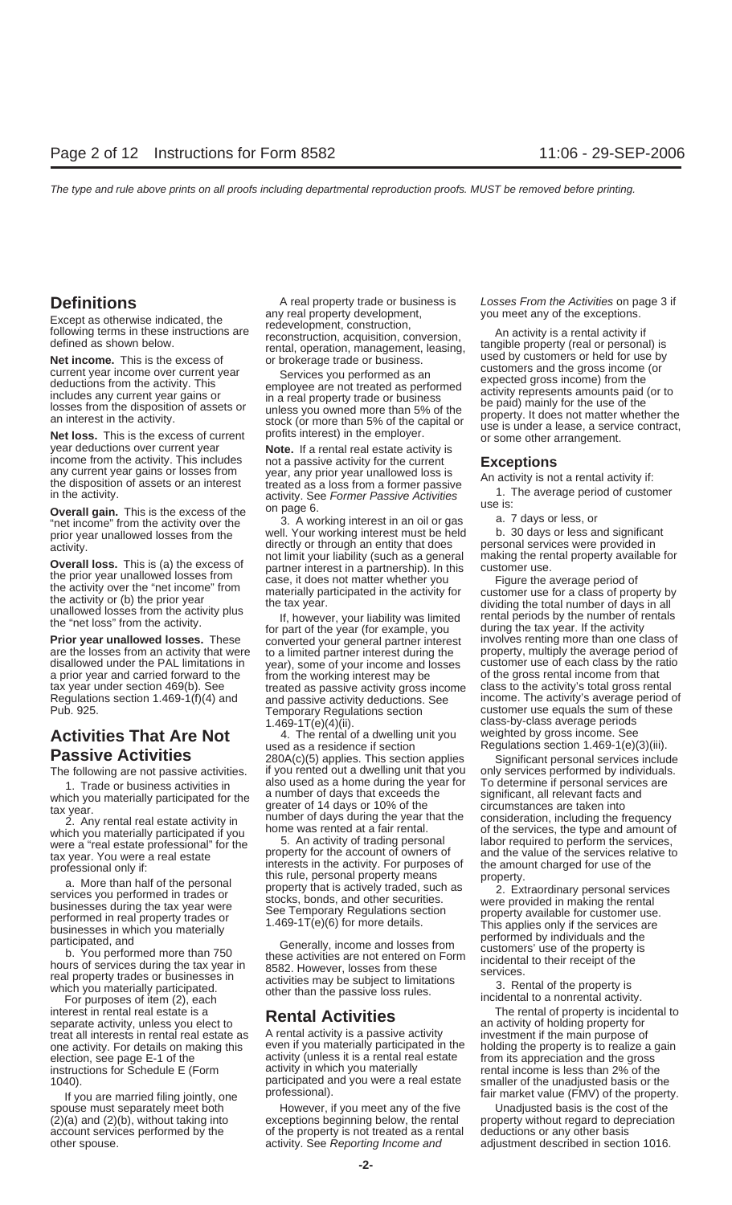## Definitions

Except as otherwise indicated, the following terms in these instructions are defined as shown below.

**Net income.** This is the excess of current year income over current year deductions from the activity. This includes any current year gains or losses from the disposition of assets or an interest in the activity.

**Net loss.** This is the excess of current year deductions over current year income from the activity. This includes any current year gains or losses from the disposition of assets or an interest in the activity.

**Overall gain.** This is the excess of the "net income" from the activity over the prior year unallowed losses from the activity.

**Overall loss.** This is (a) the excess of the prior year unallowed losses from the activity over the "net income" from the activity or (b) the prior year unallowed losses from the activity plus the "net loss" from the activity.

**Prior year unallowed losses.** These are the losses from an activity that were disallowed under the PAL limitations in a prior year and carried forward to the tax year under section 469(b). See Regulations section 1.469-1(f)(4) and Pub. 925.

## Activities That Are Not Passive Activities

The following are not passive activities.

1. Trade or business activities in which you materially participated for the tax year.

2. Any rental real estate activity in which you materially participated if you were a "real estate professional" for the tax year. You were a real estate professional only if:

a. More than half of the personal services you performed in trades or businesses during the tax year were performed in real property trades or businesses in which you materially participated, and

b. You performed more than 750 hours of services during the tax year in real property trades or businesses in which you materially participated.

For purposes of item (2), each interest in rental real estate is a separate activity, unless you elect to treat all interests in rental real estate as one activity. For details on making this election, see page E-1 of the instructions for Schedule E (Form 1040).

If you are married filing jointly, one spouse must separately meet both (2)(a) and (2)(b), without taking into account services performed by the other spouse.

A real property trade or business is any real property development, redevelopment, construction, reconstruction, acquisition, conversion, rental, operation, management, leasing, or brokerage trade or business.

Services you performed as an employee are not treated as performed in a real property trade or business unless you owned more than 5% of the stock (or more than 5% of the capital or profits interest) in the employer.

**Note.** If a rental real estate activity is not a passive activity for the current year, any prior year unallowed loss is treated as a loss from a former passive activity. See *Former Passive Activities* on page 6.

3. A working interest in an oil or gas well. Your working interest must be held directly or through an entity that does not limit your liability (such as a general partner interest in a partnership). In this case, it does not matter whether you materially participated in the activity for the tax year.

If, however, your liability was limited for part of the year (for example, you converted your general partner interest to a limited partner interest during the year), some of your income and losses from the working interest may be treated as passive activity gross income and passive activity deductions. See Temporary Regulations section 1.469-1T(e)(4)(ii).

4. The rental of a dwelling unit you used as a residence if section 280A(c)(5) applies. This section applies if you rented out a dwelling unit that you also used as a home during the year for a number of days that exceeds the greater of 14 days or 10% of the number of days during the year that the home was rented at a fair rental.

5. An activity of trading personal property for the account of owners of interests in the activity. For purposes of this rule, personal property means property that is actively traded, such as stocks, bonds, and other securities. See Temporary Regulations section 1.469-1T(e)(6) for more details.

Generally, income and losses from these activities are not entered on Form 8582. However, losses from these activities may be subject to limitations other than the passive loss rules.

## Rental Activities

A rental activity is a passive activity even if you materially participated in the activity (unless it is a rental real estate activity in which you materially participated and you were a real estate professional).

However, if you meet any of the five exceptions beginning below, the rental of the property is not treated as a rental activity. See *Reporting Income and Losses From the Activities* on page 3 if you meet any of the exceptions.

An activity is a rental activity if tangible property (real or personal) is used by customers or held for use by customers and the gross income (or expected gross income) from the activity represents amounts paid (or to be paid) mainly for the use of the property. It does not matter whether the use is under a lease, a service contract, or some other arrangement.

## Exceptions

An activity is not a rental activity if:

1. The average period of customer use is:

a. 7 days or less, or

b. 30 days or less and significant personal services were provided in making the rental property available for customer use.

Figure the average period of customer use for a class of property by dividing the total number of days in all rental periods by the number of rentals during the tax year. If the activity involves renting more than one class of property, multiply the average period of customer use of each class by the ratio of the gross rental income from that class to the activity's total gross rental income. The activity's average period of customer use equals the sum of these class-by-class average periods weighted by gross income. See Regulations section 1.469-1(e)(3)(iii).

Significant personal services include only services performed by individuals. To determine if personal services are significant, all relevant facts and circumstances are taken into consideration, including the frequency of the services, the type and amount of labor required to perform the services, and the value of the services relative to the amount charged for use of the property.

2. Extraordinary personal services were provided in making the rental property available for customer use. This applies only if the services are performed by individuals and the customers' use of the property is incidental to their receipt of the services.

3. Rental of the property is incidental to a nonrental activity.

The rental of property is incidental to an activity of holding property for investment if the main purpose of holding the property is to realize a gain from its appreciation and the gross rental income is less than 2% of the smaller of the unadjusted basis or the fair market value (FMV) of the property.

Unadjusted basis is the cost of the property without regard to depreciation deductions or any other basis adjustment described in section 1016.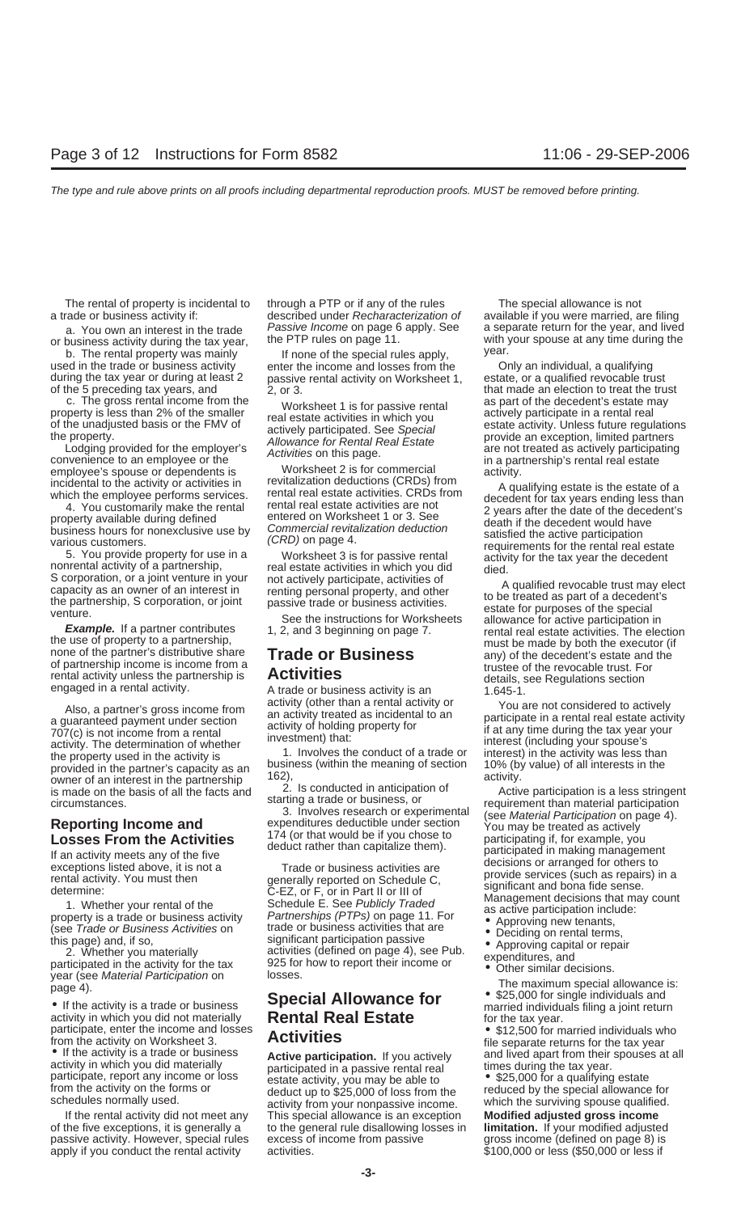The rental of property is incidental to a trade or business activity if:

a. You own an interest in the trade or business activity during the tax year,

b. The rental property was mainly used in the trade or business activity during the tax year or during at least 2 of the 5 preceding tax years, and

c. The gross rental income from the property is less than 2% of the smaller of the unadjusted basis or the FMV of the property.

Lodging provided for the employer's convenience to an employee or the employee's spouse or dependents is incidental to the activity or activities in which the employee performs services.

4. You customarily make the rental property available during defined business hours for nonexclusive use by various customers.

5. You provide property for use in a nonrental activity of a partnership, S corporation, or a joint venture in your capacity as an owner of an interest in the partnership, S corporation, or joint venture.

**Example.** If a partner contributes the use of property to a partnership, none of the partner's distributive share of partnership income is income from a rental activity unless the partnership is engaged in a rental activity.

Also, a partner's gross income from a guaranteed payment under section 707(c) is not income from a rental activity. The determination of whether the property used in the activity is provided in the partner's capacity as an owner of an interest in the partnership is made on the basis of all the facts and circumstances.

## Reporting Income and Losses From the Activities

If an activity meets any of the five exceptions listed above, it is not a rental activity. You must then determine:

1. Whether your rental of the property is a trade or business activity (see *Trade or Business Activities* on this page) and, if so,

2. Whether you materially participated in the activity for the tax year (see *Material Participation* on page 4).

- If the activity is a trade or business activity in which you did not materially participate, enter the income and losses from the activity on Worksheet 3.
- If the activity is a trade or business activity in which you did materially participate, report any income or loss from the activity on the forms or schedules normally used.

If the rental activity did not meet any of the five exceptions, it is generally a passive activity. However, special rules apply if you conduct the rental activity through a PTP or if any of the rules described under *Recharacterization of Passive Income* on page 6 apply. See the PTP rules on page 11.

If none of the special rules apply, enter the income and losses from the passive rental activity on Worksheet 1, 2, or 3.

Worksheet 1 is for passive rental real estate activities in which you actively participated. See *Special Allowance for Rental Real Estate Activities* on this page.

Worksheet 2 is for commercial revitalization deductions (CRDs) from rental real estate activities. CRDs from rental real estate activities are not entered on Worksheet 1 or 3. See *Commercial revitalization deduction (CRD)* on page 4.

Worksheet 3 is for passive rental real estate activities in which you did not actively participate, activities of renting personal property, and other passive trade or business activities.

See the instructions for Worksheets 1, 2, and 3 beginning on page 7.

## Trade or Business Activities

A trade or business activity is an activity (other than a rental activity or an activity treated as incidental to an activity of holding property for investment) that:

1. Involves the conduct of a trade or business (within the meaning of section 162),

2. Is conducted in anticipation of starting a trade or business, or

3. Involves research or experimental expenditures deductible under section 174 (or that would be if you chose to deduct rather than capitalize them).

Trade or business activities are generally reported on Schedule C, C-EZ, or F, or in Part II or III of Schedule E. See *Publicly Traded Partnerships (PTPs)* on page 11. For trade or business activities that are significant participation passive activities (defined on page 4), see Pub. 925 for how to report their income or losses.

## Special Allowance for Rental Real Estate Activities

**Active participation.** If you actively participated in a passive rental real estate activity, you may be able to deduct up to $25,000 of loss from the activity from your nonpassive income. This special allowance is an exception to the general rule disallowing losses in excess of income from passive activities.

The special allowance is not available if you were married, are filing a separate return for the year, and lived with your spouse at any time during the year.

Only an individual, a qualifying estate, or a qualified revocable trust that made an election to treat the trust as part of the decedent's estate may actively participate in a rental real estate activity. Unless future regulations provide an exception, limited partners are not treated as actively participating in a partnership's rental real estate activity.

A qualifying estate is the estate of a decedent for tax years ending less than 2 years after the date of the decedent's death if the decedent would have satisfied the active participation requirements for the rental real estate activity for the tax year the decedent died.

A qualified revocable trust may elect to be treated as part of a decedent's estate for purposes of the special allowance for active participation in rental real estate activities. The election must be made by both the executor (if any) of the decedent's estate and the trustee of the revocable trust. For details, see Regulations section 1.645-1.

You are not considered to actively participate in a rental real estate activity if at any time during the tax year your interest (including your spouse's interest) in the activity was less than 10% (by value) of all interests in the activity.

Active participation is a less stringent requirement than material participation (see *Material Participation* on page 4). You may be treated as actively participating if, for example, you participated in making management decisions or arranged for others to provide services (such as repairs) in a significant and bona fide sense. Management decisions that may count as active participation include:

- Approving new tenants,
- Deciding on rental terms,
- Approving capital or repair expenditures, and
- Other similar decisions.

The maximum special allowance is:

- $25,000 for single individuals and married individuals filing a joint return for the tax year.
- $12,500 for married individuals who file separate returns for the tax year and lived apart from their spouses at all times during the tax year.
- $25,000 for a qualifying estate reduced by the special allowance for which the surviving spouse qualified.

**Modified adjusted gross income limitation.** If your modified adjusted gross income (defined on page 8) is $100,000 or less ($50,000 or less if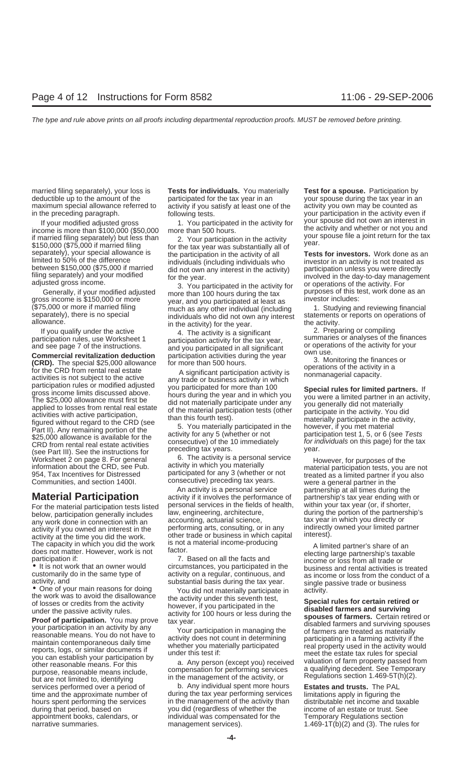married filing separately), your loss is deductible up to the amount of the maximum special allowance referred to in the preceding paragraph.

If your modified adjusted gross income is more than $100,000 ($50,000 if married filing separately) but less than $150,000 ($75,000 if married filing separately), your special allowance is limited to 50% of the difference between $150,000 ($75,000 if married filing separately) and your modified adjusted gross income.

Generally, if your modified adjusted gross income is $150,000 or more ($75,000 or more if married filing separately), there is no special allowance.

If you qualify under the active participation rules, use Worksheet 1 and see page 7 of the instructions.

**Commercial revitalization deduction (CRD).** The special $25,000 allowance for the CRD from rental real estate activities is not subject to the active participation rules or modified adjusted gross income limits discussed above. The $25,000 allowance must first be applied to losses from rental real estate activities with active participation, figured without regard to the CRD (see Part II). Any remaining portion of the $25,000 allowance is available for the CRD from rental real estate activities (see Part III). See the instructions for Worksheet 2 on page 8. For general information about the CRD, see Pub. 954, Tax Incentives for Distressed Communities, and section 1400I.

## Material Participation

For the material participation tests listed below, participation generally includes any work done in connection with an activity if you owned an interest in the activity at the time you did the work. The capacity in which you did the work does not matter. However, work is not participation if:

- It is not work that an owner would customarily do in the same type of activity, and
- One of your main reasons for doing the work was to avoid the disallowance of losses or credits from the activity under the passive activity rules.

**Proof of participation.** You may prove your participation in an activity by any reasonable means. You do not have to maintain contemporaneous daily time reports, logs, or similar documents if you can establish your participation by other reasonable means. For this purpose, reasonable means include, but are not limited to, identifying services performed over a period of time and the approximate number of hours spent performing the services during that period, based on appointment books, calendars, or narrative summaries.

**Tests for individuals.** You materially participated for the tax year in an activity if you satisfy at least one of the following tests.

1. You participated in the activity for more than 500 hours.

2. Your participation in the activity for the tax year was substantially all of the participation in the activity of all individuals (including individuals who did not own any interest in the activity) for the year.

3. You participated in the activity for more than 100 hours during the tax year, and you participated at least as much as any other individual (including individuals who did not own any interest in the activity) for the year.

4. The activity is a significant participation activity for the tax year, and you participated in all significant participation activities during the year for more than 500 hours.

A significant participation activity is any trade or business activity in which you participated for more than 100 hours during the year and in which you did not materially participate under any of the material participation tests (other than this fourth test).

5. You materially participated in the activity for any 5 (whether or not consecutive) of the 10 immediately preceding tax years.

6. The activity is a personal service activity in which you materially participated for any 3 (whether or not consecutive) preceding tax years.

An activity is a personal service activity if it involves the performance of personal services in the fields of health, law, engineering, architecture, accounting, actuarial science, performing arts, consulting, or in any other trade or business in which capital is not a material income-producing factor.

7. Based on all the facts and circumstances, you participated in the activity on a regular, continuous, and substantial basis during the tax year.

You did not materially participate in the activity under this seventh test, however, if you participated in the activity for 100 hours or less during the tax year.

Your participation in managing the activity does not count in determining whether you materially participated under this test if:

a. Any person (except you) received compensation for performing services in the management of the activity, or

b. Any individual spent more hours during the tax year performing services in the management of the activity than you did (regardless of whether the individual was compensated for the management services).

**Test for a spouse.** Participation by your spouse during the tax year in an activity you own may be counted as your participation in the activity even if your spouse did not own an interest in the activity and whether or not you and your spouse file a joint return for the tax year.

**Tests for investors.** Work done as an investor in an activity is not treated as participation unless you were directly involved in the day-to-day management or operations of the activity. For purposes of this test, work done as an investor includes:

1. Studying and reviewing financial statements or reports on operations of the activity.

2. Preparing or compiling summaries or analyses of the finances or operations of the activity for your own use.

3. Monitoring the finances or operations of the activity in a nonmanagerial capacity.

**Special rules for limited partners.** If you were a limited partner in an activity, you generally did not materially participate in the activity. You did materially participate in the activity, however, if you met material participation test 1, 5, or 6 (see *Tests for individuals* on this page) for the tax year.

However, for purposes of the material participation tests, you are not treated as a limited partner if you also were a general partner in the partnership at all times during the partnership's tax year ending with or within your tax year (or, if shorter, during the portion of the partnership's tax year in which you directly or indirectly owned your limited partner interest).

A limited partner's share of an electing large partnership's taxable income or loss from all trade or business and rental activities is treated as income or loss from the conduct of a single passive trade or business activity.

**Special rules for certain retired or disabled farmers and surviving spouses of farmers.** Certain retired or disabled farmers and surviving spouses of farmers are treated as materially participating in a farming activity if the real property used in the activity would meet the estate tax rules for special valuation of farm property passed from a qualifying decedent. See Temporary Regulations section 1.469-5T(h)(2).

**Estates and trusts.** The PAL limitations apply in figuring the distributable net income and taxable income of an estate or trust. See Temporary Regulations section 1.469-1T(b)(2) and (3). The rules for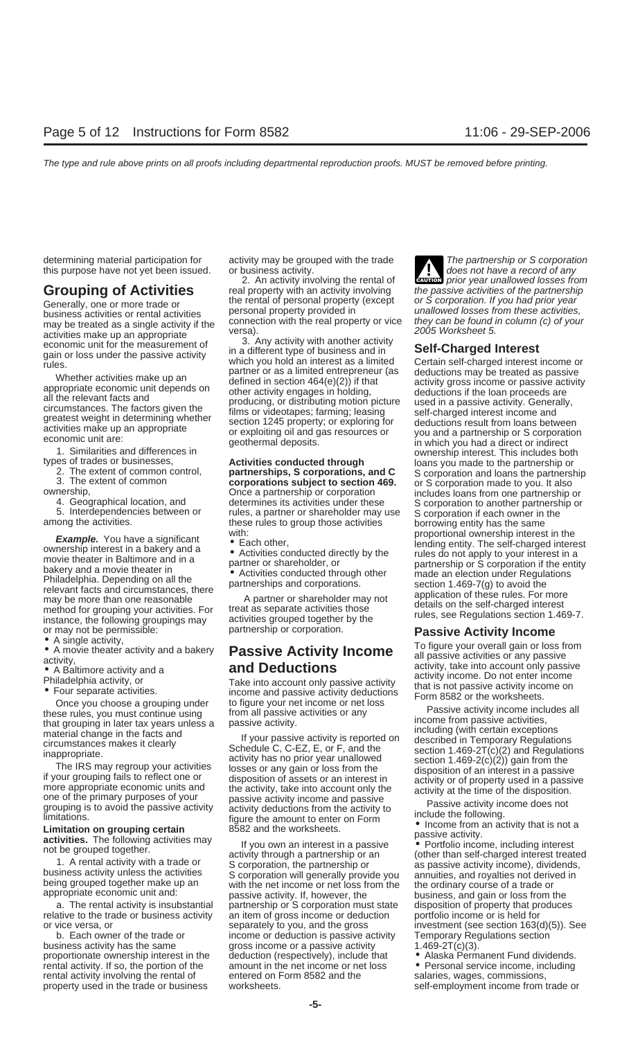determining material participation for this purpose have not yet been issued.

## Grouping of Activities

Generally, one or more trade or business activities or rental activities may be treated as a single activity if the activities make up an appropriate economic unit for the measurement of gain or loss under the passive activity rules.

Whether activities make up an appropriate economic unit depends on all the relevant facts and circumstances. The factors given the greatest weight in determining whether activities make up an appropriate economic unit are:

1. Similarities and differences in types of trades or businesses,
2. The extent of common control,
3. The extent of common ownership,
4. Geographical location, and
5. Interdependencies between or among the activities.

***Example.*** You have a significant ownership interest in a bakery and a movie theater in Baltimore and in a bakery and a movie theater in Philadelphia. Depending on all the relevant facts and circumstances, there may be more than one reasonable method for grouping your activities. For instance, the following groupings may or may not be permissible:

- A single activity,
- A movie theater activity and a bakery activity,
- A Baltimore activity and a Philadelphia activity, or
- Four separate activities.

Once you choose a grouping under these rules, you must continue using that grouping in later tax years unless a material change in the facts and circumstances makes it clearly inappropriate.

The IRS may regroup your activities if your grouping fails to reflect one or more appropriate economic units and one of the primary purposes of your grouping is to avoid the passive activity limitations.

**Limitation on grouping certain activities.** The following activities may not be grouped together.

1. A rental activity with a trade or business activity unless the activities being grouped together make up an appropriate economic unit and:

a. The rental activity is insubstantial relative to the trade or business activity or vice versa, or

b. Each owner of the trade or business activity has the same proportionate ownership interest in the rental activity. If so, the portion of the rental activity involving the rental of property used in the trade or business activity may be grouped with the trade or business activity.

2. An activity involving the rental of real property with an activity involving the rental of personal property (except personal property provided in connection with the real property or vice versa).

3. Any activity with another activity in a different type of business and in which you hold an interest as a limited partner or as a limited entrepreneur (as defined in section 464(e)(2)) if that other activity engages in holding, producing, or distributing motion picture films or videotapes; farming; leasing section 1245 property; or exploring for or exploiting oil and gas resources or geothermal deposits.

**Activities conducted through partnerships, S corporations, and C corporations subject to section 469.** Once a partnership or corporation determines its activities under these rules, a partner or shareholder may use these rules to group those activities with:

- Each other,
- Activities conducted directly by the partner or shareholder, or
- Activities conducted through other partnerships and corporations.

A partner or shareholder may not treat as separate activities those activities grouped together by the partnership or corporation.

## Passive Activity Income and Deductions

Take into account only passive activity income and passive activity deductions to figure your net income or net loss from all passive activities or any passive activity.

If your passive activity is reported on Schedule C, C-EZ, E, or F, and the activity has no prior year unallowed losses or any gain or loss from the disposition of assets or an interest in the activity, take into account only the passive activity income and passive activity deductions from the activity to figure the amount to enter on Form 8582 and the worksheets.

If you own an interest in a passive activity through a partnership or an S corporation, the partnership or S corporation will generally provide you with the net income or net loss from the passive activity. If, however, the partnership or S corporation must state an item of gross income or deduction separately to you, and the gross income or deduction is passive activity gross income or a passive activity deduction (respectively), include that amount in the net income or net loss entered on Form 8582 and the worksheets.

**CAUTION:** *The partnership or S corporation does not have a record of any prior year unallowed losses from the passive activities of the partnership or S corporation. If you had prior year unallowed losses from these activities, they can be found in column (c) of your 2005 Worksheet 5.*

## Self-Charged Interest

Certain self-charged interest income or deductions may be treated as passive activity gross income or passive activity deductions if the loan proceeds are used in a passive activity. Generally, self-charged interest income and deductions result from loans between you and a partnership or S corporation in which you had a direct or indirect ownership interest. This includes both loans you made to the partnership or S corporation and loans the partnership or S corporation made to you. It also includes loans from one partnership or S corporation to another partnership or S corporation if each owner in the borrowing entity has the same proportional ownership interest in the lending entity. The self-charged interest rules do not apply to your interest in a partnership or S corporation if the entity made an election under Regulations section 1.469-7(g) to avoid the application of these rules. For more details on the self-charged interest rules, see Regulations section 1.469-7.

## Passive Activity Income

To figure your overall gain or loss from all passive activities or any passive activity, take into account only passive activity income. Do not enter income that is not passive activity income on Form 8582 or the worksheets.

Passive activity income includes all income from passive activities, including (with certain exceptions described in Temporary Regulations section 1.469-2T(c)(2) and Regulations section 1.469-2(c)(2)) gain from the disposition of an interest in a passive activity or of property used in a passive activity at the time of the disposition.

Passive activity income does not include the following.

- Income from an activity that is not a passive activity.
- Portfolio income, including interest (other than self-charged interest treated as passive activity income), dividends, annuities, and royalties not derived in the ordinary course of a trade or business, and gain or loss from the disposition of property that produces portfolio income or is held for investment (see section 163(d)(5)). See Temporary Regulations section 1.469-2T(c)(3).
- Alaska Permanent Fund dividends.
- Personal service income, including salaries, wages, commissions, self-employment income from trade or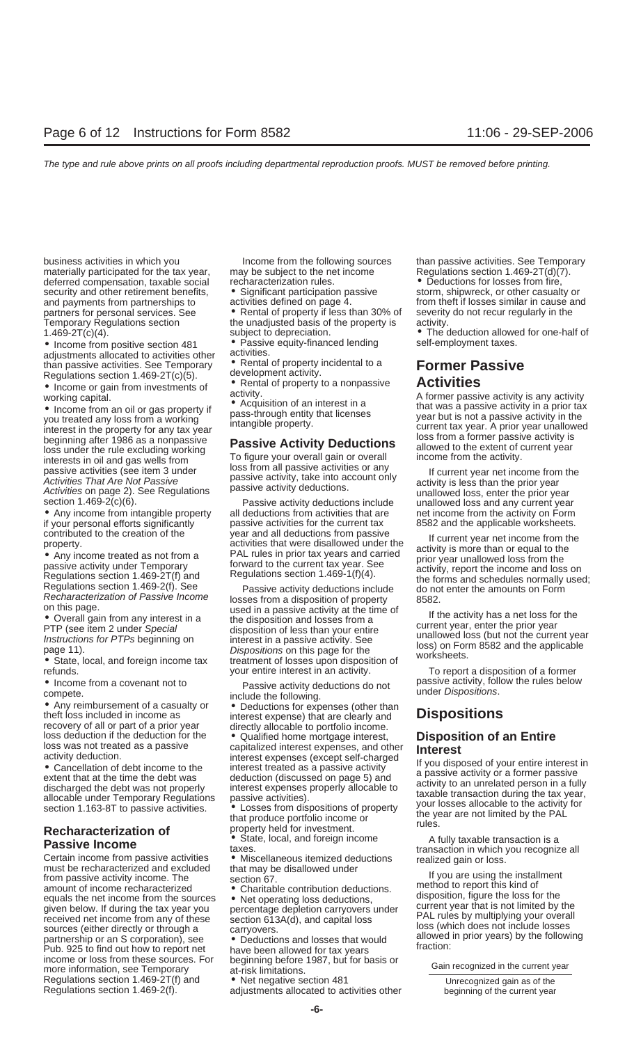business activities in which you materially participated for the tax year, deferred compensation, taxable social security and other retirement benefits, and payments from partnerships to partners for personal services. See Temporary Regulations section 1.469-2T(c)(4).

- Income from positive section 481 adjustments allocated to activities other than passive activities. See Temporary Regulations section 1.469-2T(c)(5).
- Income or gain from investments of working capital.
- Income from an oil or gas property if you treated any loss from a working interest in the property for any tax year beginning after 1986 as a nonpassive loss under the rule excluding working interests in oil and gas wells from passive activities (see item 3 under *Activities That Are Not Passive Activities* on page 2). See Regulations section 1.469-2(c)(6).
- Any income from intangible property if your personal efforts significantly contributed to the creation of the property.
- Any income treated as not from a passive activity under Temporary Regulations section 1.469-2T(f) and Regulations section 1.469-2(f). See *Recharacterization of Passive Income* on this page.
- Overall gain from any interest in a PTP (see item 2 under *Special Instructions for PTPs* beginning on page 11).
- State, local, and foreign income tax refunds.
- Income from a covenant not to compete.
- Any reimbursement of a casualty or theft loss included in income as recovery of all or part of a prior year loss deduction if the deduction for the loss was not treated as a passive activity deduction.
- Cancellation of debt income to the extent that at the time the debt was discharged the debt was not properly allocable under Temporary Regulations section 1.163-8T to passive activities.

## Recharacterization of Passive Income

Certain income from passive activities must be recharacterized and excluded from passive activity income. The amount of income recharacterized equals the net income from the sources given below. If during the tax year you received net income from any of these sources (either directly or through a partnership or an S corporation), see Pub. 925 to find out how to report net income or loss from these sources. For more information, see Temporary Regulations section 1.469-2T(f) and Regulations section 1.469-2(f).

Income from the following sources may be subject to the net income recharacterization rules.

- Significant participation passive activities defined on page 4.
- Rental of property if less than 30% of the unadjusted basis of the property is subject to depreciation.
- Passive equity-financed lending activities.
- Rental of property incidental to a development activity.
- Rental of property to a nonpassive activity.
- Acquisition of an interest in a pass-through entity that licenses intangible property.

## Passive Activity Deductions

To figure your overall gain or overall loss from all passive activities or any passive activity, take into account only passive activity deductions.

Passive activity deductions include all deductions from activities that are passive activities for the current tax year and all deductions from passive activities that were disallowed under the PAL rules in prior tax years and carried forward to the current tax year. See Regulations section 1.469-1(f)(4).

Passive activity deductions include losses from a disposition of property used in a passive activity at the time of the disposition and losses from a disposition of less than your entire interest in a passive activity. See *Dispositions* on this page for the treatment of losses upon disposition of your entire interest in an activity.

Passive activity deductions do not include the following.

- Deductions for expenses (other than interest expense) that are clearly and directly allocable to portfolio income.
- Qualified home mortgage interest, capitalized interest expenses, and other interest expenses (except self-charged interest treated as a passive activity deduction (discussed on page 5) and interest expenses properly allocable to passive activities).
- Losses from dispositions of property that produce portfolio income or property held for investment.
- State, local, and foreign income taxes.
- Miscellaneous itemized deductions that may be disallowed under section 67.
- Charitable contribution deductions.
- Net operating loss deductions, percentage depletion carryovers under section 613A(d), and capital loss carryovers.
- Deductions and losses that would have been allowed for tax years beginning before 1987, but for basis or at-risk limitations.
- Net negative section 481 adjustments allocated to activities other than passive activities. See Temporary Regulations section 1.469-2T(d)(7).
- Deductions for losses from fire, storm, shipwreck, or other casualty or from theft if losses similar in cause and severity do not recur regularly in the activity.
- The deduction allowed for one-half of self-employment taxes.

## Former Passive Activities

A former passive activity is any activity that was a passive activity in a prior tax year but is not a passive activity in the current tax year. A prior year unallowed loss from a former passive activity is allowed to the extent of current year income from the activity.

If current year net income from the activity is less than the prior year unallowed loss, enter the prior year unallowed loss and any current year net income from the activity on Form 8582 and the applicable worksheets.

If current year net income from the activity is more than or equal to the prior year unallowed loss from the activity, report the income and loss on the forms and schedules normally used; do not enter the amounts on Form 8582.

If the activity has a net loss for the current year, enter the prior year unallowed loss (but not the current year loss) on Form 8582 and the applicable worksheets.

To report a disposition of a former passive activity, follow the rules below under *Dispositions*.

## Dispositions

### Disposition of an Entire Interest

If you disposed of your entire interest in a passive activity or a former passive activity to an unrelated person in a fully taxable transaction during the tax year, your losses allocable to the activity for the year are not limited by the PAL rules.

A fully taxable transaction is a transaction in which you recognize all realized gain or loss.

If you are using the installment method to report this kind of disposition, figure the loss for the current year that is not limited by the PAL rules by multiplying your overall loss (which does not include losses allowed in prior years) by the following fraction:

$$\frac{\text{Gain recognized in the current year}}{\text{Unrecognized gain as of the beginning of the current year}}$$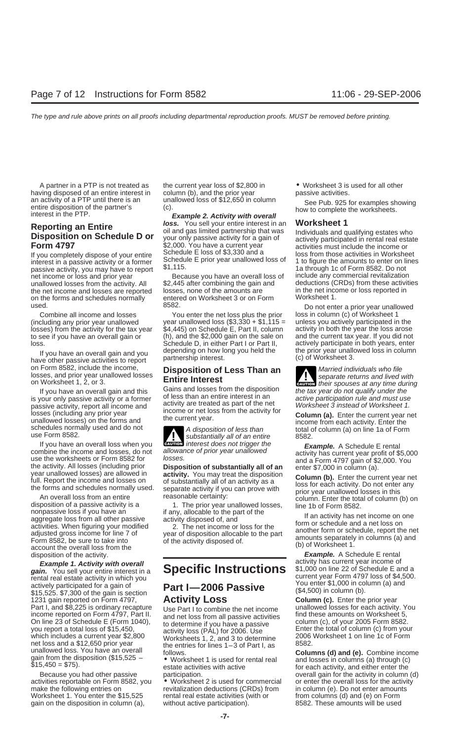A partner in a PTP is not treated as having disposed of an entire interest in an activity of a PTP until there is an entire disposition of the partner's interest in the PTP.

## Reporting an Entire Disposition on Schedule D or Form 4797

If you completely dispose of your entire interest in a passive activity or a former passive activity, you may have to report net income or loss and prior year unallowed losses from the activity. All the net income and losses are reported on the forms and schedules normally used.

Combine all income and losses (including any prior year unallowed losses) from the activity for the tax year to see if you have an overall gain or loss.

If you have an overall gain and you have other passive activities to report on Form 8582, include the income, losses, and prior year unallowed losses on Worksheet 1, 2, or 3.

If you have an overall gain and this is your only passive activity or a former passive activity, report all income and losses (including any prior year unallowed losses) on the forms and schedules normally used and do not use Form 8582.

If you have an overall loss when you combine the income and losses, do not use the worksheets or Form 8582 for the activity. All losses (including prior year unallowed losses) are allowed in full. Report the income and losses on the forms and schedules normally used.

An overall loss from an entire disposition of a passive activity is a nonpassive loss if you have an aggregate loss from all other passive activities. When figuring your modified adjusted gross income for line 7 of Form 8582, be sure to take into account the overall loss from the disposition of the activity.

***Example 1. Activity with overall gain.*** You sell your entire interest in a rental real estate activity in which you actively participated for a gain of $15,525. $7,300 of the gain is section 1231 gain reported on Form 4797, Part I, and $8,225 is ordinary recapture income reported on Form 4797, Part II. On line 23 of Schedule E (Form 1040), you report a total loss of $15,450, which includes a current year $2,800 net loss and a $12,650 prior year unallowed loss. You have an overall gain from the disposition ($15,525 − $15,450 = $75).

Because you had other passive activities reportable on Form 8582, you make the following entries on Worksheet 1. You enter the $15,525 gain on the disposition in column (a), the current year loss of $2,800 in column (b), and the prior year unallowed loss of $12,650 in column (c).

***Example 2. Activity with overall loss.*** You sell your entire interest in an oil and gas limited partnership that was your only passive activity for a gain of $2,000. You have a current year Schedule E loss of $3,330 and a Schedule E prior year unallowed loss of $1,115.

Because you have an overall loss of $2,445 after combining the gain and losses, none of the amounts are entered on Worksheet 3 or on Form 8582.

You enter the net loss plus the prior year unallowed loss ($3,330 + $1,115 = $4,445) on Schedule E, Part II, column (h), and the $2,000 gain on the sale on Schedule D, in either Part I or Part II, depending on how long you held the partnership interest.

## Disposition of Less Than an Entire Interest

Gains and losses from the disposition of less than an entire interest in an activity are treated as part of the net income or net loss from the activity for the current year.

**CAUTION:** *A disposition of less than substantially all of an entire interest does not trigger the allowance of prior year unallowed losses.*

**Disposition of substantially all of an activity.** You may treat the disposition of substantially all of an activity as a separate activity if you can prove with reasonable certainty:

1. The prior year unallowed losses, if any, allocable to the part of the activity disposed of, and
2. The net income or loss for the year of disposition allocable to the part of the activity disposed of.

# Specific Instructions

## Part I—2006 Passive Activity Loss

Use Part I to combine the net income and net loss from all passive activities to determine if you have a passive activity loss (PAL) for 2006. Use Worksheets 1, 2, and 3 to determine the entries for lines 1–3 of Part I, as follows.

- Worksheet 1 is used for rental real estate activities with active participation.
- Worksheet 2 is used for commercial revitalization deductions (CRDs) from rental real estate activities (with or without active participation).
- Worksheet 3 is used for all other passive activities.

See Pub. 925 for examples showing how to complete the worksheets.

## Worksheet 1

Individuals and qualifying estates who actively participated in rental real estate activities must include the income or loss from those activities in Worksheet 1 to figure the amounts to enter on lines 1a through 1c of Form 8582. Do not include any commercial revitalization deductions (CRDs) from these activities in the net income or loss reported in Worksheet 1.

Do not enter a prior year unallowed loss in column (c) of Worksheet 1 unless you actively participated in the activity in both the year the loss arose and the current tax year. If you did not actively participate in both years, enter the prior year unallowed loss in column (c) of Worksheet 3.

**CAUTION:** *Married individuals who file separate returns and lived with their spouses at any time during the tax year do not qualify under the active participation rule and must use Worksheet 3 instead of Worksheet 1.*

**Column (a).** Enter the current year net income from each activity. Enter the total of column (a) on line 1a of Form 8582.

***Example.*** A Schedule E rental activity has current year profit of $5,000 and a Form 4797 gain of $2,000. You enter $7,000 in column (a).

**Column (b).** Enter the current year net loss for each activity. Do not enter any prior year unallowed losses in this column. Enter the total of column (b) on line 1b of Form 8582.

If an activity has net income on one form or schedule and a net loss on another form or schedule, report the net amounts separately in columns (a) and (b) of Worksheet 1.

***Example.*** A Schedule E rental activity has current year income of $1,000 on line 22 of Schedule E and a current year Form 4797 loss of $4,500. You enter $1,000 in column (a) and ($4,500) in column (b).

**Column (c).** Enter the prior year unallowed losses for each activity. You find these amounts on Worksheet 5, column (c), of your 2005 Form 8582. Enter the total of column (c) from your 2006 Worksheet 1 on line 1c of Form 8582.

**Columns (d) and (e).** Combine income and losses in columns (a) through (c) for each activity, and either enter the overall gain for the activity in column (d) or enter the overall loss for the activity in column (e). Do not enter amounts from columns (d) and (e) on Form 8582. These amounts will be used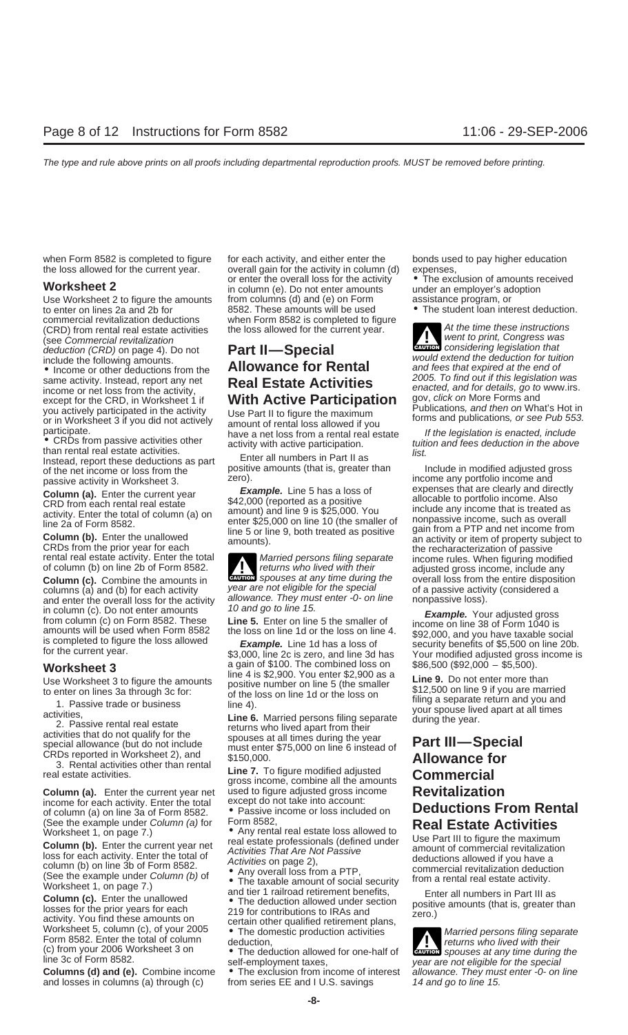when Form 8582 is completed to figure the loss allowed for the current year.

## Worksheet 2

Use Worksheet 2 to figure the amounts to enter on lines 2a and 2b for commercial revitalization deductions (CRD) from rental real estate activities (see *Commercial revitalization deduction (CRD)* on page 4). Do not include the following amounts.

- Income or other deductions from the same activity. Instead, report any net income or net loss from the activity, except for the CRD, in Worksheet 1 if you actively participated in the activity or in Worksheet 3 if you did not actively participate.
- CRDs from passive activities other than rental real estate activities. Instead, report these deductions as part of the net income or loss from the passive activity in Worksheet 3.

**Column (a).** Enter the current year CRD from each rental real estate activity. Enter the total of column (a) on line 2a of Form 8582.

**Column (b).** Enter the unallowed CRDs from the prior year for each rental real estate activity. Enter the total of column (b) on line 2b of Form 8582.

**Column (c).** Combine the amounts in columns (a) and (b) for each activity and enter the overall loss for the activity in column (c). Do not enter amounts from column (c) on Form 8582. These amounts will be used when Form 8582 is completed to figure the loss allowed for the current year.

## Worksheet 3

Use Worksheet 3 to figure the amounts to enter on lines 3a through 3c for:

1. Passive trade or business activities,
2. Passive rental real estate activities that do not qualify for the special allowance (but do not include CRDs reported in Worksheet 2), and
3. Rental activities other than rental real estate activities.

**Column (a).** Enter the current year net income for each activity. Enter the total of column (a) on line 3a of Form 8582. (See the example under *Column (a)* for Worksheet 1, on page 7.)

**Column (b).** Enter the current year net loss for each activity. Enter the total of column (b) on line 3b of Form 8582. (See the example under *Column (b)* of Worksheet 1, on page 7.)

**Column (c).** Enter the unallowed losses for the prior years for each activity. You find these amounts on Worksheet 5, column (c), of your 2005 Form 8582. Enter the total of column (c) from your 2006 Worksheet 3 on line 3c of Form 8582.

**Columns (d) and (e).** Combine income and losses in columns (a) through (c) for each activity, and either enter the overall gain for the activity in column (d) or enter the overall loss for the activity in column (e). Do not enter amounts from columns (d) and (e) on Form 8582. These amounts will be used when Form 8582 is completed to figure the loss allowed for the current year.

# Part II—Special Allowance for Rental Real Estate Activities With Active Participation

Use Part II to figure the maximum amount of rental loss allowed if you have a net loss from a rental real estate activity with active participation.

Enter all numbers in Part II as positive amounts (that is, greater than zero).

***Example.*** Line 5 has a loss of $42,000 (reported as a positive amount) and line 9 is $25,000. You enter $25,000 on line 10 (the smaller of line 5 or line 9, both treated as positive amounts).

> **CAUTION:** *Married persons filing separate returns who lived with their spouses at any time during the year are not eligible for the special allowance. They must enter -0- on line 10 and go to line 15.*

**Line 5.** Enter on line 5 the smaller of the loss on line 1d or the loss on line 4.

***Example.*** Line 1d has a loss of $3,000, line 2c is zero, and line 3d has a gain of $100. The combined loss on line 4 is $2,900. You enter $2,900 as a positive number on line 5 (the smaller of the loss on line 1d or the loss on line 4).

**Line 6.** Married persons filing separate returns who lived apart from their spouses at all times during the year must enter $75,000 on line 6 instead of $150,000.

**Line 7.** To figure modified adjusted gross income, combine all the amounts used to figure adjusted gross income except do not take into account:

- Passive income or loss included on Form 8582,
- Any rental real estate loss allowed to real estate professionals (defined under *Activities That Are Not Passive Activities* on page 2),
- Any overall loss from a PTP,
- The taxable amount of social security and tier 1 railroad retirement benefits,
- The deduction allowed under section 219 for contributions to IRAs and certain other qualified retirement plans,
- The domestic production activities deduction,
- The deduction allowed for one-half of self-employment taxes,
- The exclusion from income of interest from series EE and I U.S. savings bonds used to pay higher education expenses,
- The exclusion of amounts received under an employer's adoption assistance program, or
- The student loan interest deduction.

> **CAUTION:** *At the time these instructions went to print, Congress was considering legislation that would extend the deduction for tuition and fees that expired at the end of 2005. To find out if this legislation was enacted, and for details, go to www.irs.gov, click on* More Forms and Publications*, and then on* What's Hot in forms and publications*, or see Pub 553.*
>
> *If the legislation is enacted, include tuition and fees deduction in the above list.*

Include in modified adjusted gross income any portfolio income and expenses that are clearly and directly allocable to portfolio income. Also include any income that is treated as nonpassive income, such as overall gain from a PTP and net income from an activity or item of property subject to the recharacterization of passive income rules. When figuring modified adjusted gross income, include any overall loss from the entire disposition of a passive activity (considered a nonpassive loss).

***Example.*** Your adjusted gross income on line 38 of Form 1040 is $92,000, and you have taxable social security benefits of $5,500 on line 20b. Your modified adjusted gross income is $86,500 ($92,000 − $5,500).

**Line 9.** Do not enter more than $12,500 on line 9 if you are married filing a separate return and you and your spouse lived apart at all times during the year.

# Part III—Special Allowance for Commercial Revitalization Deductions From Rental Real Estate Activities

Use Part III to figure the maximum amount of commercial revitalization deductions allowed if you have a commercial revitalization deduction from a rental real estate activity.

Enter all numbers in Part III as positive amounts (that is, greater than zero.)

> **CAUTION:** *Married persons filing separate returns who lived with their spouses at any time during the year are not eligible for the special allowance. They must enter -0- on line 14 and go to line 15.*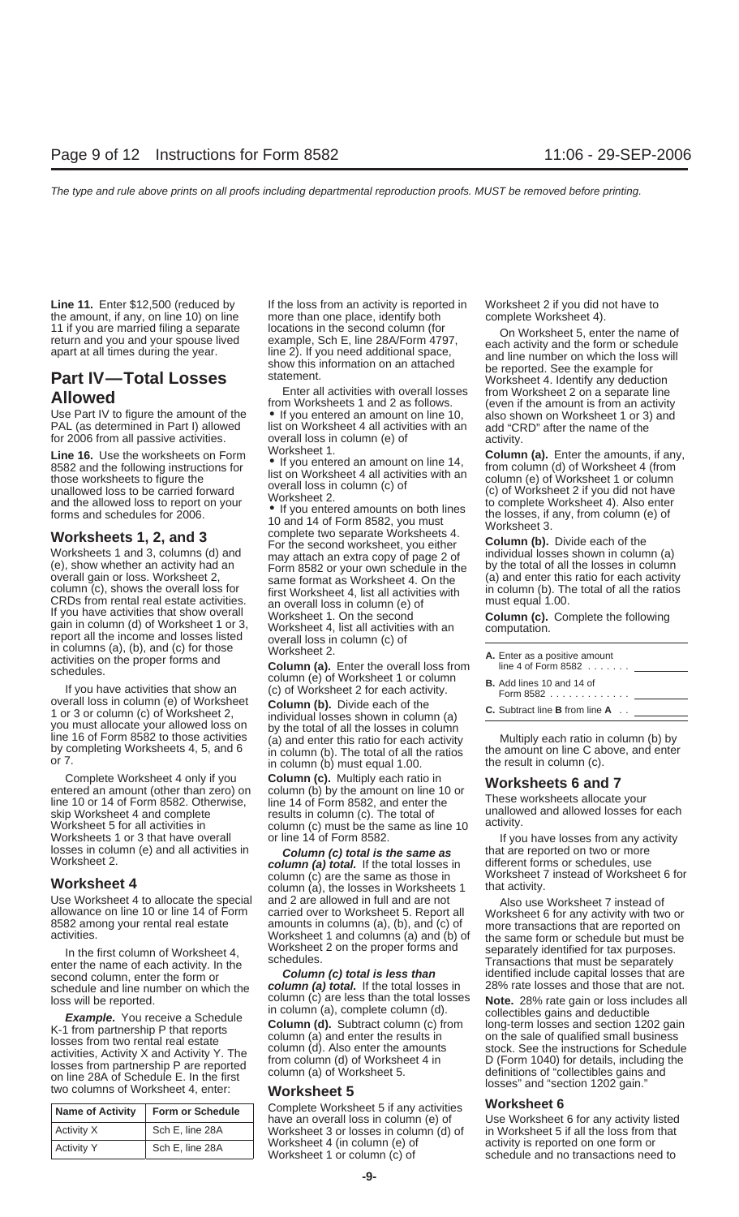**Line 11.** Enter $12,500 (reduced by the amount, if any, on line 10) on line 11 if you are married filing a separate return and you and your spouse lived apart at all times during the year.

## Part IV—Total Losses Allowed

Use Part IV to figure the amount of the PAL (as determined in Part I) allowed for 2006 from all passive activities.

**Line 16.** Use the worksheets on Form 8582 and the following instructions for those worksheets to figure the unallowed loss to be carried forward and the allowed loss to report on your forms and schedules for 2006.

### Worksheets 1, 2, and 3

Worksheets 1 and 3, columns (d) and (e), show whether an activity had an overall gain or loss. Worksheet 2, column (c), shows the overall loss for CRDs from rental real estate activities. If you have activities that show overall gain in column (d) of Worksheet 1 or 3, report all the income and losses listed in columns (a), (b), and (c) for those activities on the proper forms and schedules.

If you have activities that show an overall loss in column (e) of Worksheet 1 or 3 or column (c) of Worksheet 2, you must allocate your allowed loss on line 16 of Form 8582 to those activities by completing Worksheets 4, 5, and 6 or 7.

Complete Worksheet 4 only if you entered an amount (other than zero) on line 10 or 14 of Form 8582. Otherwise, skip Worksheet 4 and complete Worksheet 5 for all activities in Worksheets 1 or 3 that have overall losses in column (e) and all activities in Worksheet 2.

### Worksheet 4

Use Worksheet 4 to allocate the special allowance on line 10 or line 14 of Form 8582 among your rental real estate activities.

In the first column of Worksheet 4, enter the name of each activity. In the second column, enter the form or schedule and line number on which the loss will be reported.

***Example.*** You receive a Schedule K-1 from partnership P that reports losses from two rental real estate activities, Activity X and Activity Y. The losses from partnership P are reported on line 28A of Schedule E. In the first two columns of Worksheet 4, enter:

| Name of Activity | Form or Schedule |
|---|---|
| Activity X | Sch E, line 28A |
| Activity Y | Sch E, line 28A |

If the loss from an activity is reported in more than one place, identify both locations in the second column (for example, Sch E, line 28A/Form 4797, line 2). If you need additional space, show this information on an attached statement.

Enter all activities with overall losses from Worksheets 1 and 2 as follows.

- If you entered an amount on line 10, list on Worksheet 4 all activities with an overall loss in column (e) of Worksheet 1.
- If you entered an amount on line 14, list on Worksheet 4 all activities with an overall loss in column (c) of Worksheet 2.
- If you entered amounts on both lines 10 and 14 of Form 8582, you must complete two separate Worksheets 4. For the second worksheet, you either may attach an extra copy of page 2 of Form 8582 or your own schedule in the same format as Worksheet 4. On the first Worksheet 4, list all activities with an overall loss in column (e) of Worksheet 1. On the second Worksheet 4, list all activities with an overall loss in column (c) of Worksheet 2.

**Column (a).** Enter the overall loss from column (e) of Worksheet 1 or column (c) of Worksheet 2 for each activity.

**Column (b).** Divide each of the individual losses shown in column (a) by the total of all the losses in column (a) and enter this ratio for each activity in column (b). The total of all the ratios in column (b) must equal 1.00.

**Column (c).** Multiply each ratio in column (b) by the amount on line 10 or line 14 of Form 8582, and enter the results in column (c). The total of column (c) must be the same as line 10 or line 14 of Form 8582.

***Column (c) total is the same as column (a) total.*** If the total losses in column (c) are the same as those in column (a), the losses in Worksheets 1 and 2 are allowed in full and are not carried over to Worksheet 5. Report all amounts in columns (a), (b), and (c) of Worksheet 1 and columns (a) and (b) of Worksheet 2 on the proper forms and schedules.

***Column (c) total is less than column (a) total.*** If the total losses in column (c) are less than the total losses in column (a), complete column (d).

**Column (d).** Subtract column (c) from column (a) and enter the results in column (d). Also enter the amounts from column (d) of Worksheet 4 in column (a) of Worksheet 5.

### Worksheet 5

Complete Worksheet 5 if any activities have an overall loss in column (e) of Worksheet 3 or losses in column (d) of Worksheet 4 (in column (e) of Worksheet 1 or column (c) of Worksheet 2 if you did not have to complete Worksheet 4).

On Worksheet 5, enter the name of each activity and the form or schedule and line number on which the loss will be reported. See the example for Worksheet 4. Identify any deduction from Worksheet 2 on a separate line (even if the amount is from an activity also shown on Worksheet 1 or 3) and add "CRD" after the name of the activity.

**Column (a).** Enter the amounts, if any, from column (d) of Worksheet 4 (from column (e) of Worksheet 1 or column (c) of Worksheet 2 if you did not have to complete Worksheet 4). Also enter the losses, if any, from column (e) of Worksheet 3.

**Column (b).** Divide each of the individual losses shown in column (a) by the total of all the losses in column (a) and enter this ratio for each activity in column (b). The total of all the ratios must equal 1.00.

**Column (c).** Complete the following computation.

A. Enter as a positive amount line 4 of Form 8582 . . . . . . . \_\_\_\_\_\_\_\_\_\_

B. Add lines 10 and 14 of Form 8582 . . . . . . . . . . . . \_\_\_\_\_\_\_\_\_\_

C. Subtract line **B** from line **A** . . \_\_\_\_\_\_\_\_\_\_

Multiply each ratio in column (b) by the amount on line C above, and enter the result in column (c).

### Worksheets 6 and 7

These worksheets allocate your unallowed and allowed losses for each activity.

If you have losses from any activity that are reported on two or more different forms or schedules, use Worksheet 7 instead of Worksheet 6 for that activity.

Also use Worksheet 7 instead of Worksheet 6 for any activity with two or more transactions that are reported on the same form or schedule but must be separately identified for tax purposes. Transactions that must be separately identified include capital losses that are 28% rate losses and those that are not.

**Note.** 28% rate gain or loss includes all collectibles gains and deductible long-term losses and section 1202 gain on the sale of qualified small business stock. See the instructions for Schedule D (Form 1040) for details, including the definitions of "collectibles gains and losses" and "section 1202 gain."

### Worksheet 6

Use Worksheet 6 for any activity listed in Worksheet 5 if all the loss from that activity is reported on one form or schedule and no transactions need to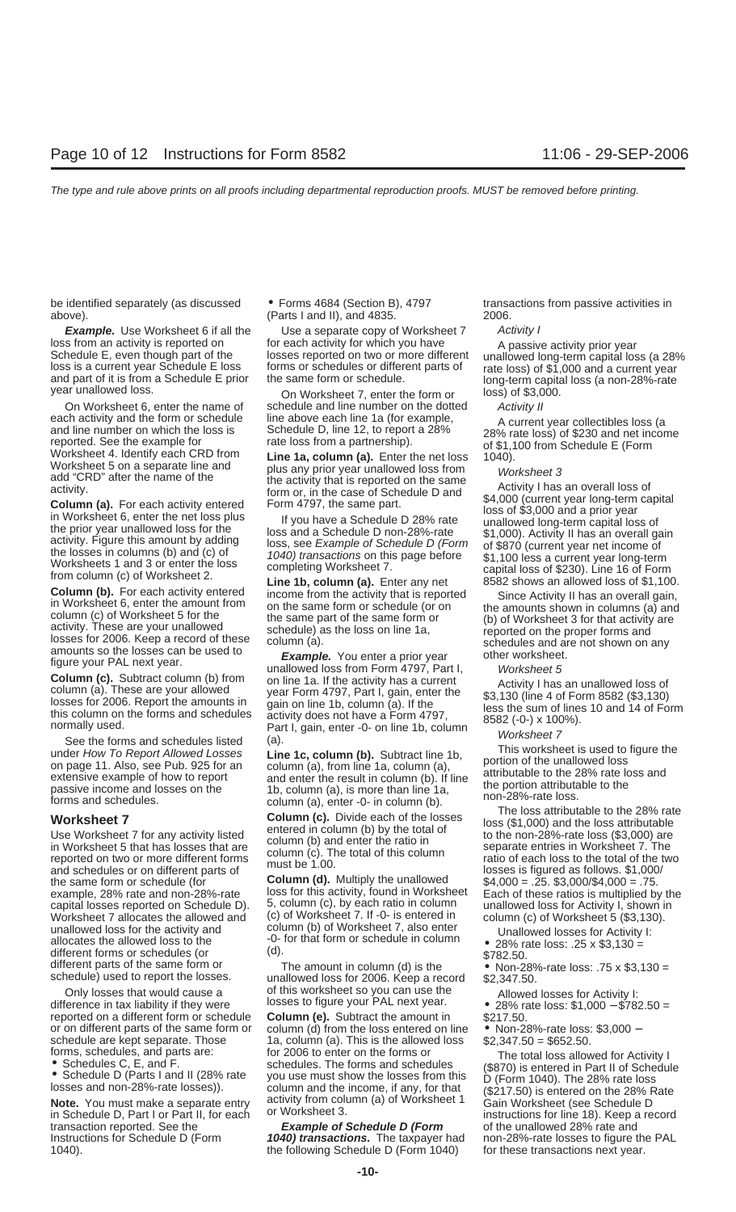be identified separately (as discussed above).

***Example.*** Use Worksheet 6 if all the loss from an activity is reported on Schedule E, even though part of the loss is a current year Schedule E loss and part of it is from a Schedule E prior year unallowed loss.

On Worksheet 6, enter the name of each activity and the form or schedule and line number on which the loss is reported. See the example for Worksheet 4. Identify each CRD from Worksheet 5 on a separate line and add "CRD" after the name of the activity.

**Column (a).** For each activity entered in Worksheet 6, enter the net loss plus the prior year unallowed loss for the activity. Figure this amount by adding the losses in columns (b) and (c) of Worksheets 1 and 3 or enter the loss from column (c) of Worksheet 2.

**Column (b).** For each activity entered in Worksheet 6, enter the amount from column (c) of Worksheet 5 for the activity. These are your unallowed losses for 2006. Keep a record of these amounts so the losses can be used to figure your PAL next year.

**Column (c).** Subtract column (b) from column (a). These are your allowed losses for 2006. Report the amounts in this column on the forms and schedules normally used.

See the forms and schedules listed under *How To Report Allowed Losses* on page 11. Also, see Pub. 925 for an extensive example of how to report passive income and losses on the forms and schedules.

## Worksheet 7

Use Worksheet 7 for any activity listed in Worksheet 5 that has losses that are reported on two or more different forms and schedules or on different parts of the same form or schedule (for example, 28% rate and non-28%-rate capital losses reported on Schedule D). Worksheet 7 allocates the allowed and unallowed loss for the activity and allocates the allowed loss to the different forms or schedules (or different parts of the same form or schedule) used to report the losses.

Only losses that would cause a difference in tax liability if they were reported on a different form or schedule or on different parts of the same form or schedule are kept separate. Those forms, schedules, and parts are:

- Schedules C, E, and F.
- Schedule D (Parts I and II (28% rate losses and non-28%-rate losses)).

**Note.** You must make a separate entry in Schedule D, Part I or Part II, for each transaction reported. See the Instructions for Schedule D (Form 1040).

- Forms 4684 (Section B), 4797 (Parts I and II), and 4835.

Use a separate copy of Worksheet 7 for each activity for which you have losses reported on two or more different forms or schedules or different parts of the same form or schedule.

On Worksheet 7, enter the form or schedule and line number on the dotted line above each line 1a (for example, Schedule D, line 12, to report a 28% rate loss from a partnership).

**Line 1a, column (a).** Enter the net loss plus any prior year unallowed loss from the activity that is reported on the same form or, in the case of Schedule D and Form 4797, the same part.

If you have a Schedule D 28% rate loss and a Schedule D non-28%-rate loss, see *Example of Schedule D (Form 1040) transactions* on this page before completing Worksheet 7.

**Line 1b, column (a).** Enter any net income from the activity that is reported on the same form or schedule (or on the same part of the same form or schedule) as the loss on line 1a, column (a).

***Example.*** You enter a prior year unallowed loss from Form 4797, Part I, on line 1a. If the activity has a current year Form 4797, Part I, gain, enter the gain on line 1b, column (a). If the activity does not have a Form 4797, Part I, gain, enter -0- on line 1b, column (a).

**Line 1c, column (b).** Subtract line 1b, column (a), from line 1a, column (a), and enter the result in column (b). If line 1b, column (a), is more than line 1a, column (a), enter -0- in column (b).

**Column (c).** Divide each of the losses entered in column (b) by the total of column (b) and enter the ratio in column (c). The total of this column must be 1.00.

**Column (d).** Multiply the unallowed loss for this activity, found in Worksheet 5, column (c), by each ratio in column (c) of Worksheet 7. If -0- is entered in column (b) of Worksheet 7, also enter -0- for that form or schedule in column (d).

The amount in column (d) is the unallowed loss for 2006. Keep a record of this worksheet so you can use the losses to figure your PAL next year.

**Column (e).** Subtract the amount in column (d) from the loss entered on line 1a, column (a). This is the allowed loss for 2006 to enter on the forms or schedules. The forms and schedules you use must show the losses from this column and the income, if any, for that activity from column (a) of Worksheet 1 or Worksheet 3.

***Example of Schedule D (Form 1040) transactions.*** The taxpayer had the following Schedule D (Form 1040) transactions from passive activities in 2006.

*Activity I*

A passive activity prior year unallowed long-term capital loss (a 28% rate loss) of $1,000 and a current year long-term capital loss (a non-28%-rate loss) of $3,000.

*Activity II*

A current year collectibles loss (a 28% rate loss) of $230 and net income of $1,100 from Schedule E (Form 1040).

*Worksheet 3*

Activity I has an overall loss of $4,000 (current year long-term capital loss of $3,000 and a prior year unallowed long-term capital loss of $1,000). Activity II has an overall gain of $870 (current year net income of $1,100 less a current year long-term capital loss of $230). Line 16 of Form 8582 shows an allowed loss of $1,100.

Since Activity II has an overall gain, the amounts shown in columns (a) and (b) of Worksheet 3 for that activity are reported on the proper forms and schedules and are not shown on any other worksheet.

*Worksheet 5*

Activity I has an unallowed loss of $3,130 (line 4 of Form 8582 ($3,130) less the sum of lines 10 and 14 of Form 8582 (-0-) x 100%).

*Worksheet 7*

This worksheet is used to figure the portion of the unallowed loss attributable to the 28% rate loss and the portion attributable to the non-28%-rate loss.

The loss attributable to the 28% rate loss ($1,000) and the loss attributable to the non-28%-rate loss ($3,000) are separate entries in Worksheet 7. The ratio of each loss to the total of the two losses is figured as follows. $1,000/$4,000 = .25. $3,000/$4,000 = .75. Each of these ratios is multiplied by the unallowed loss for Activity I, shown in column (c) of Worksheet 5 ($3,130).

Unallowed losses for Activity I:

- 28% rate loss: .25 x $3,130 = $782.50.
- Non-28%-rate loss: .75 x $3,130 = $2,347.50.

Allowed losses for Activity I:

- 28% rate loss: $1,000 − $782.50 = $217.50.
- Non-28%-rate loss: $3,000 − $2,347.50 = $652.50.

The total loss allowed for Activity I ($870) is entered in Part II of Schedule D (Form 1040). The 28% rate loss ($217.50) is entered on the 28% Rate Gain Worksheet (see Schedule D instructions for line 18). Keep a record of the unallowed 28% rate and non-28%-rate losses to figure the PAL for these transactions next year.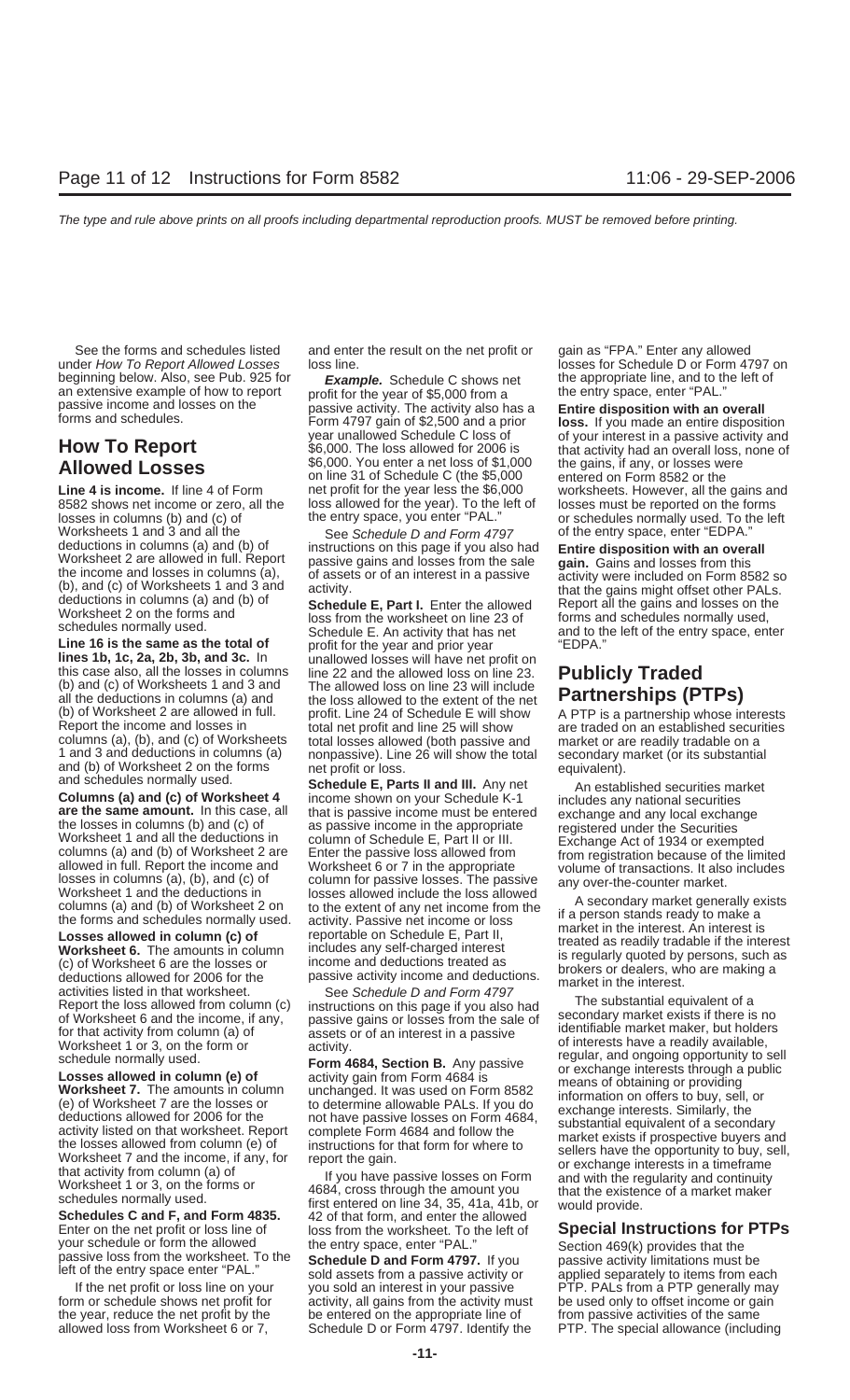See the forms and schedules listed under *How To Report Allowed Losses* beginning below. Also, see Pub. 925 for an extensive example of how to report passive income and losses on the forms and schedules.

## How To Report Allowed Losses

**Line 4 is income.** If line 4 of Form 8582 shows net income or zero, all the losses in columns (b) and (c) of Worksheets 1 and 3 and all the deductions in columns (a) and (b) of Worksheet 2 are allowed in full. Report the income and losses in columns (a), (b), and (c) of Worksheets 1 and 3 and deductions in columns (a) and (b) of Worksheet 2 on the forms and schedules normally used.

**Line 16 is the same as the total of lines 1b, 1c, 2a, 2b, 3b, and 3c.** In this case also, all the losses in columns (b) and (c) of Worksheets 1 and 3 and all the deductions in columns (a) and (b) of Worksheet 2 are allowed in full. Report the income and losses in columns (a), (b), and (c) of Worksheets 1 and 3 and deductions in columns (a) and (b) of Worksheet 2 on the forms and schedules normally used.

**Columns (a) and (c) of Worksheet 4 are the same amount.** In this case, all the losses in columns (b) and (c) of Worksheet 1 and all the deductions in columns (a) and (b) of Worksheet 2 are allowed in full. Report the income and losses in columns (a), (b), and (c) of Worksheet 1 and the deductions in columns (a) and (b) of Worksheet 2 on the forms and schedules normally used.

**Losses allowed in column (c) of Worksheet 6.** The amounts in column (c) of Worksheet 6 are the losses or deductions allowed for 2006 for the activities listed in that worksheet. Report the loss allowed from column (c) of Worksheet 6 and the income, if any, for that activity from column (a) of Worksheet 1 or 3, on the form or schedule normally used.

**Losses allowed in column (e) of Worksheet 7.** The amounts in column (e) of Worksheet 7 are the losses or deductions allowed for 2006 for the activity listed on that worksheet. Report the losses allowed from column (e) of Worksheet 7 and the income, if any, for that activity from column (a) of Worksheet 1 or 3, on the forms or schedules normally used.

**Schedules C and F, and Form 4835.** Enter on the net profit or loss line of your schedule or form the allowed passive loss from the worksheet. To the left of the entry space enter "PAL."

If the net profit or loss line on your form or schedule shows net profit for the year, reduce the net profit by the allowed loss from Worksheet 6 or 7, and enter the result on the net profit or loss line.

***Example.*** Schedule C shows net profit for the year of $5,000 from a passive activity. The activity also has a Form 4797 gain of $2,500 and a prior year unallowed Schedule C loss of $6,000. The loss allowed for 2006 is $6,000. You enter a net loss of $1,000 on line 31 of Schedule C (the $5,000 net profit for the year less the $6,000 loss allowed for the year). To the left of the entry space, you enter "PAL."

See *Schedule D and Form 4797* instructions on this page if you also had passive gains and losses from the sale of assets or of an interest in a passive activity.

**Schedule E, Part I.** Enter the allowed loss from the worksheet on line 23 of Schedule E. An activity that has net profit for the year and prior year unallowed losses will have net profit on line 22 and the allowed loss on line 23. The allowed loss on line 23 will include the loss allowed to the extent of the net profit. Line 24 of Schedule E will show total net profit and line 25 will show total losses allowed (both passive and nonpassive). Line 26 will show the total net profit or loss.

**Schedule E, Parts II and III.** Any net income shown on your Schedule K-1 that is passive income must be entered as passive income in the appropriate column of Schedule E, Part II or III. Enter the passive loss allowed from Worksheet 6 or 7 in the appropriate column for passive losses. The passive losses allowed include the loss allowed to the extent of any net income from the activity. Passive net income or loss reportable on Schedule E, Part II, includes any self-charged interest income and deductions treated as passive activity income and deductions.

See *Schedule D and Form 4797* instructions on this page if you also had passive gains or losses from the sale of assets or of an interest in a passive activity.

**Form 4684, Section B.** Any passive activity gain from Form 4684 is unchanged. It was used on Form 8582 to determine allowable PALs. If you do not have passive losses on Form 4684, complete Form 4684 and follow the instructions for that form for where to report the gain.

If you have passive losses on Form 4684, cross through the amount you first entered on line 34, 35, 41a, 41b, or 42 of that form, and enter the allowed loss from the worksheet. To the left of the entry space, enter "PAL."

**Schedule D and Form 4797.** If you sold assets from a passive activity or you sold an interest in your passive activity, all gains from the activity must be entered on the appropriate line of Schedule D or Form 4797. Identify the gain as "FPA." Enter any allowed losses for Schedule D or Form 4797 on the appropriate line, and to the left of the entry space, enter "PAL."

**Entire disposition with an overall loss.** If you made an entire disposition of your interest in a passive activity and that activity had an overall loss, none of the gains, if any, or losses were entered on Form 8582 or the worksheets. However, all the gains and losses must be reported on the forms or schedules normally used. To the left of the entry space, enter "EDPA."

**Entire disposition with an overall gain.** Gains and losses from this activity were included on Form 8582 so that the gains might offset other PALs. Report all the gains and losses on the forms and schedules normally used, and to the left of the entry space, enter "EDPA."

## Publicly Traded Partnerships (PTPs)

A PTP is a partnership whose interests are traded on an established securities market or are readily tradable on a secondary market (or its substantial equivalent).

An established securities market includes any national securities exchange and any local exchange registered under the Securities Exchange Act of 1934 or exempted from registration because of the limited volume of transactions. It also includes any over-the-counter market.

A secondary market generally exists if a person stands ready to make a market in the interest. An interest is treated as readily tradable if the interest is regularly quoted by persons, such as brokers or dealers, who are making a market in the interest.

The substantial equivalent of a secondary market exists if there is no identifiable market maker, but holders of interests have a readily available, regular, and ongoing opportunity to sell or exchange interests through a public means of obtaining or providing information on offers to buy, sell, or exchange interests. Similarly, the substantial equivalent of a secondary market exists if prospective buyers and sellers have the opportunity to buy, sell, or exchange interests in a timeframe and with the regularity and continuity that the existence of a market maker would provide.

## Special Instructions for PTPs

Section 469(k) provides that the passive activity limitations must be applied separately to items from each PTP. PALs from a PTP generally may be used only to offset income or gain from passive activities of the same PTP. The special allowance (including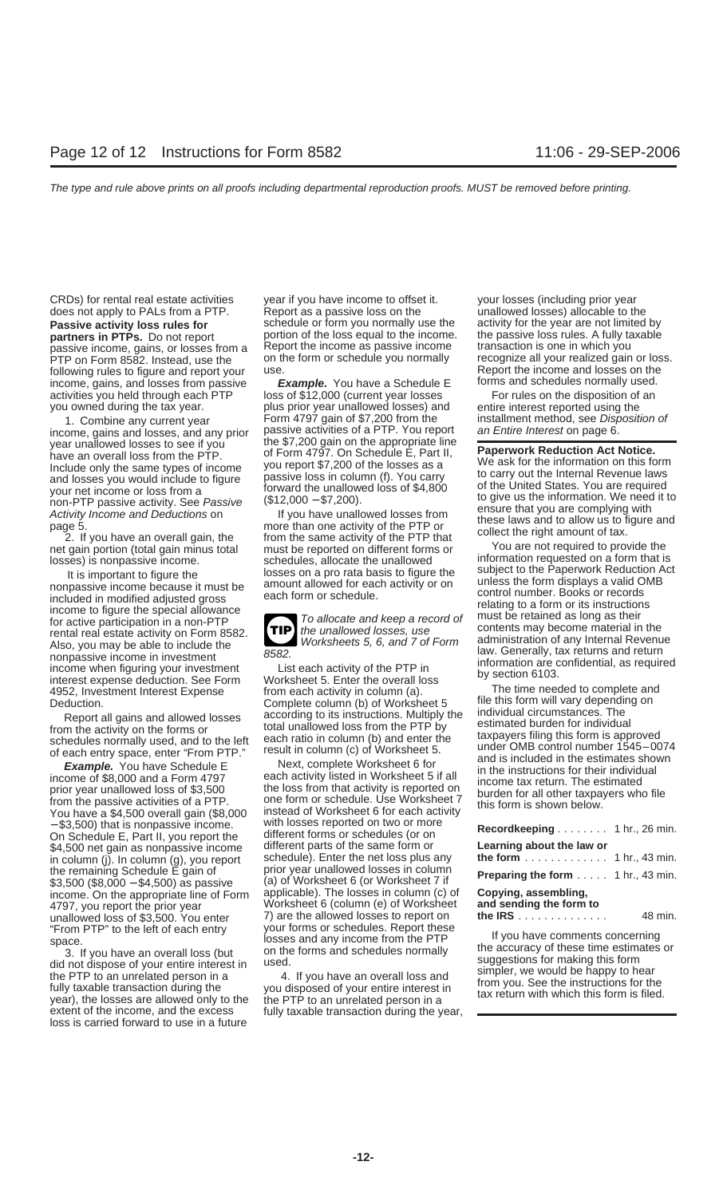CRDs) for rental real estate activities does not apply to PALs from a PTP.

**Passive activity loss rules for partners in PTPs.** Do not report passive income, gains, or losses from a PTP on Form 8582. Instead, use the following rules to figure and report your income, gains, and losses from passive activities you held through each PTP you owned during the tax year.

1. Combine any current year income, gains and losses, and any prior year unallowed losses to see if you have an overall loss from the PTP. Include only the same types of income and losses you would include to figure your net income or loss from a non-PTP passive activity. See *Passive Activity Income and Deductions* on page 5.

2. If you have an overall gain, the net gain portion (total gain minus total losses) is nonpassive income.

It is important to figure the nonpassive income because it must be included in modified adjusted gross income to figure the special allowance for active participation in a non-PTP rental real estate activity on Form 8582. Also, you may be able to include the nonpassive income in investment income when figuring your investment interest expense deduction. See Form 4952, Investment Interest Expense Deduction.

Report all gains and allowed losses from the activity on the forms or schedules normally used, and to the left of each entry space, enter "From PTP."

***Example.*** You have Schedule E income of $8,000 and a Form 4797 prior year unallowed loss of $3,500 from the passive activities of a PTP. You have a $4,500 overall gain ($8,000 − $3,500) that is nonpassive income. On Schedule E, Part II, you report the $4,500 net gain as nonpassive income in column (j). In column (g), you report the remaining Schedule E gain of $3,500 ($8,000 − $4,500) as passive income. On the appropriate line of Form 4797, you report the prior year unallowed loss of $3,500. You enter "From PTP" to the left of each entry space.

3. If you have an overall loss (but did not dispose of your entire interest in the PTP to an unrelated person in a fully taxable transaction during the year), the losses are allowed only to the extent of the income, and the excess loss is carried forward to use in a future year if you have income to offset it. Report as a passive loss on the schedule or form you normally use the portion of the loss equal to the income. Report the income as passive income on the form or schedule you normally use.

***Example.*** You have a Schedule E loss of $12,000 (current year losses plus prior year unallowed losses) and Form 4797 gain of $7,200 from the passive activities of a PTP. You report the $7,200 gain on the appropriate line of Form 4797. On Schedule E, Part II, you report $7,200 of the losses as a passive loss in column (f). You carry forward the unallowed loss of $4,800 ($12,000 − $7,200).

If you have unallowed losses from more than one activity of the PTP or from the same activity of the PTP that must be reported on different forms or schedules, allocate the unallowed losses on a pro rata basis to figure the amount allowed for each activity or on each form or schedule.

**TIP** To allocate and keep a record of the unallowed losses, use Worksheets 5, 6, and 7 of Form 8582.

List each activity of the PTP in Worksheet 5. Enter the overall loss from each activity in column (a). Complete column (b) of Worksheet 5 according to its instructions. Multiply the total unallowed loss from the PTP by each ratio in column (b) and enter the result in column (c) of Worksheet 5.

Next, complete Worksheet 6 for each activity listed in Worksheet 5 if all the loss from that activity is reported on one form or schedule. Use Worksheet 7 instead of Worksheet 6 for each activity with losses reported on two or more different forms or schedules (or on different parts of the same form or schedule). Enter the net loss plus any prior year unallowed losses in column (a) of Worksheet 6 (or Worksheet 7 if applicable). The losses in column (c) of Worksheet 6 (column (e) of Worksheet 7) are the allowed losses to report on your forms or schedules. Report these losses and any income from the PTP on the forms and schedules normally used.

4. If you have an overall loss and you disposed of your entire interest in the PTP to an unrelated person in a fully taxable transaction during the year, your losses (including prior year unallowed losses) allocable to the activity for the year are not limited by the passive loss rules. A fully taxable transaction is one in which you recognize all your realized gain or loss. Report the income and losses on the forms and schedules normally used.

For rules on the disposition of an entire interest reported using the installment method, see *Disposition of an Entire Interest* on page 6.

**Paperwork Reduction Act Notice.** We ask for the information on this form to carry out the Internal Revenue laws of the United States. You are required to give us the information. We need it to ensure that you are complying with these laws and to allow us to figure and collect the right amount of tax.

You are not required to provide the information requested on a form that is subject to the Paperwork Reduction Act unless the form displays a valid OMB control number. Books or records relating to a form or its instructions must be retained as long as their contents may become material in the administration of any Internal Revenue law. Generally, tax returns and return information are confidential, as required by section 6103.

The time needed to complete and file this form will vary depending on individual circumstances. The estimated burden for individual taxpayers filing this form is approved under OMB control number 1545–0074 and is included in the estimates shown in the instructions for their individual income tax return. The estimated burden for all other taxpayers who file this form is shown below.

| | |
|---|---|
| **Recordkeeping** | 1 hr., 26 min. |
| **Learning about the law or the form** | 1 hr., 43 min. |
| **Preparing the form** | 1 hr., 43 min. |
| **Copying, assembling, and sending the form to the IRS** | 48 min. |

If you have comments concerning the accuracy of these time estimates or suggestions for making this form simpler, we would be happy to hear from you. See the instructions for the tax return with which this form is filed.